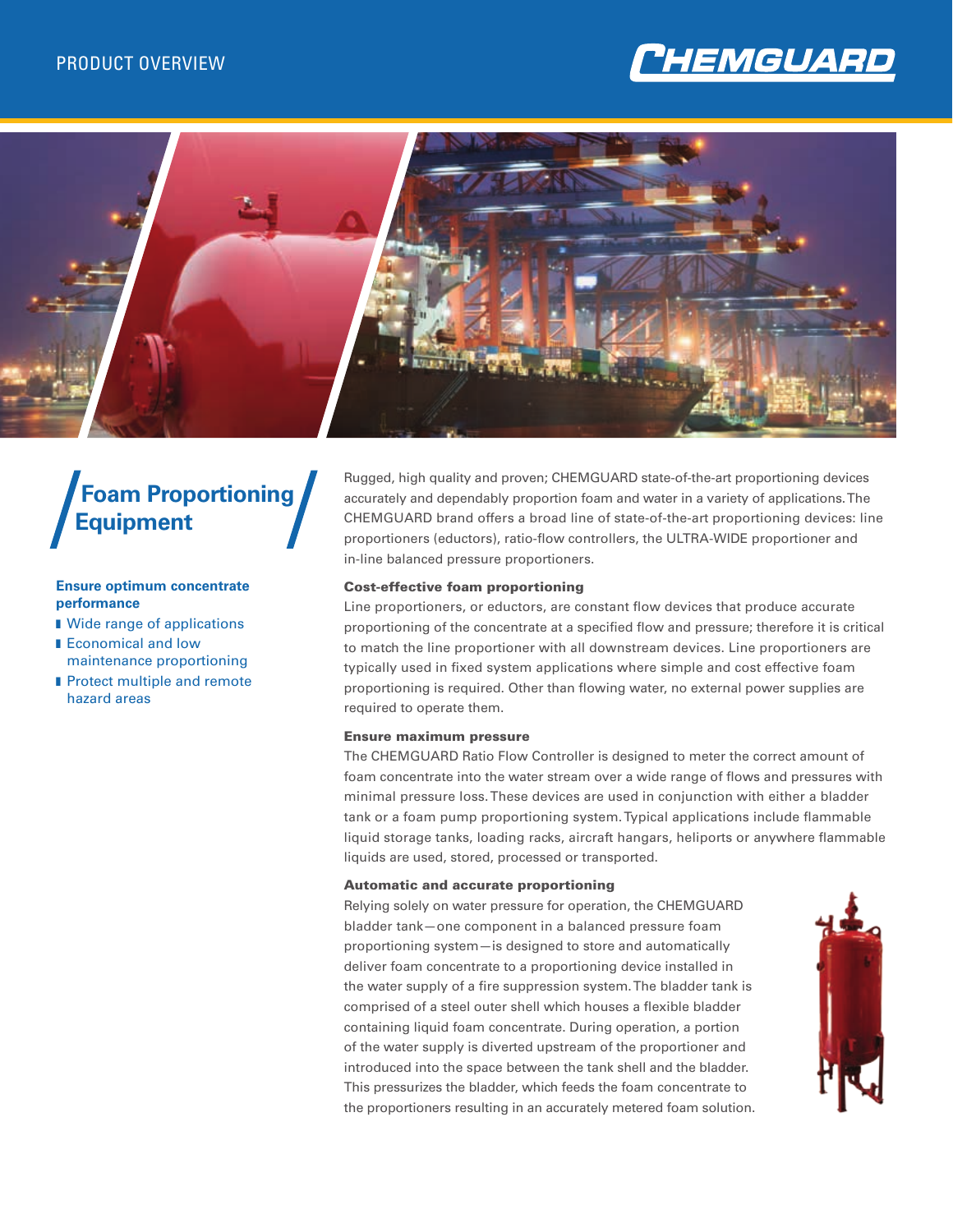# Foam Proportioning Equipment

**Ensure optimum concentrate performance**

- Wide range of applications
- Economical and low maintenance proportioning
- Protect multiple and remote hazard areas

Rugged, high quality and proven; CHEMGUARD state-of-the-art proportioning devices accurately and dependably proportion foam and water in a variety of applications. The CHEMGUARD brand offers a broad line of state-of-the-art proportioning devices: line proportioners (eductors), ratio-flow controllers, the ULTRA-WIDE proportioner and in-line balanced pressure proportioners.

### Cost-effective foam proportioning

Line proportioners, or eductors, are constant flow devices that produce accurate proportioning of the concentrate at a specified flow and pressure; therefore it is critical to match the line proportioner with all downstream devices. Line proportioners are typically used in fixed system applications where simple and cost effective foam proportioning is required. Other than flowing water, no external power supplies are required to operate them.

### Ensure maximum pressure

The CHEMGUARD Ratio Flow Controller is designed to meter the correct amount of foam concentrate into the water stream over a wide range of flows and pressures with minimal pressure loss. These devices are used in conjunction with either a bladder tank or a foam pump proportioning system. Typical applications include flammable liquid storage tanks, loading racks, aircraft hangars, heliports or anywhere flammable liquids are used, stored, processed or transported.

### Automatic and accurate proportioning

Relying solely on water pressure for operation, the CHEMGUARD bladder tank—one component in a balanced pressure foam proportioning system—is designed to store and automatically deliver foam concentrate to a proportioning device installed in the water supply of a fire suppression system. The bladder tank is comprised of a steel outer shell which houses a flexible bladder containing liquid foam concentrate. During operation, a portion of the water supply is diverted upstream of the proportioner and introduced into the space between the tank shell and the bladder. This pressurizes the bladder, which feeds the foam concentrate to the proportioners resulting in an accurately metered foam solution.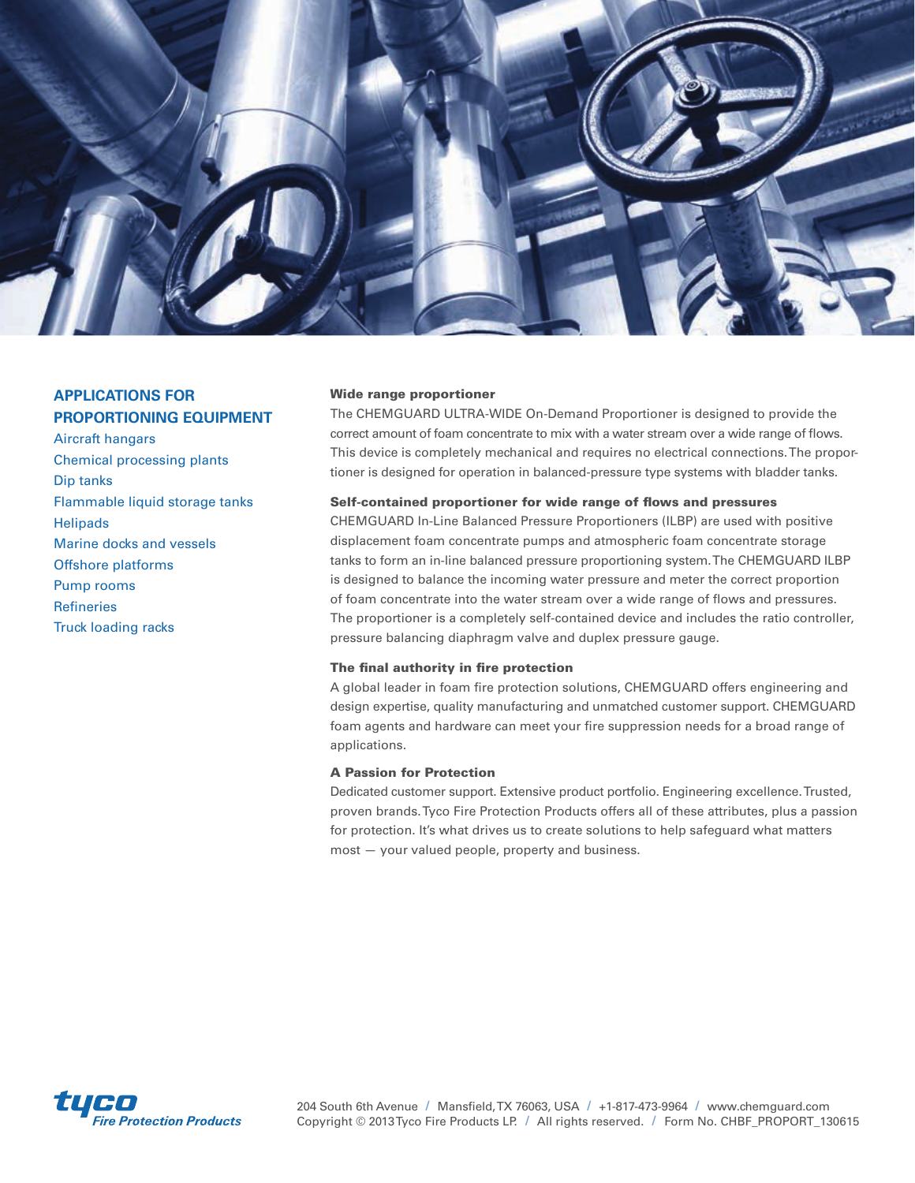## APPLICATIONS FOR PROPORTIONING EQUIPMENT

Aircraft hangars
Chemical processing plants
Dip tanks
Flammable liquid storage tanks
Helipads
Marine docks and vessels
Offshore platforms
Pump rooms
Refineries
Truck loading racks

**Wide range proportioner**

The CHEMGUARD ULTRA-WIDE On-Demand Proportioner is designed to provide the correct amount of foam concentrate to mix with a water stream over a wide range of flows. This device is completely mechanical and requires no electrical connections. The proportioner is designed for operation in balanced-pressure type systems with bladder tanks.

**Self-contained proportioner for wide range of flows and pressures**

CHEMGUARD In-Line Balanced Pressure Proportioners (ILBP) are used with positive displacement foam concentrate pumps and atmospheric foam concentrate storage tanks to form an in-line balanced pressure proportioning system. The CHEMGUARD ILBP is designed to balance the incoming water pressure and meter the correct proportion of foam concentrate into the water stream over a wide range of flows and pressures. The proportioner is a completely self-contained device and includes the ratio controller, pressure balancing diaphragm valve and duplex pressure gauge.

**The final authority in fire protection**

A global leader in foam fire protection solutions, CHEMGUARD offers engineering and design expertise, quality manufacturing and unmatched customer support. CHEMGUARD foam agents and hardware can meet your fire suppression needs for a broad range of applications.

**A Passion for Protection**

Dedicated customer support. Extensive product portfolio. Engineering excellence. Trusted, proven brands. Tyco Fire Protection Products offers all of these attributes, plus a passion for protection. It's what drives us to create solutions to help safeguard what matters most — your valued people, property and business.

tyco *Fire Protection Products*

204 South 6th Avenue / Mansfield, TX 76063, USA / +1-817-473-9964 / www.chemguard.com
Copyright © 2013 Tyco Fire Products LP. / All rights reserved. / Form No. CHBF_PROPORT_130615